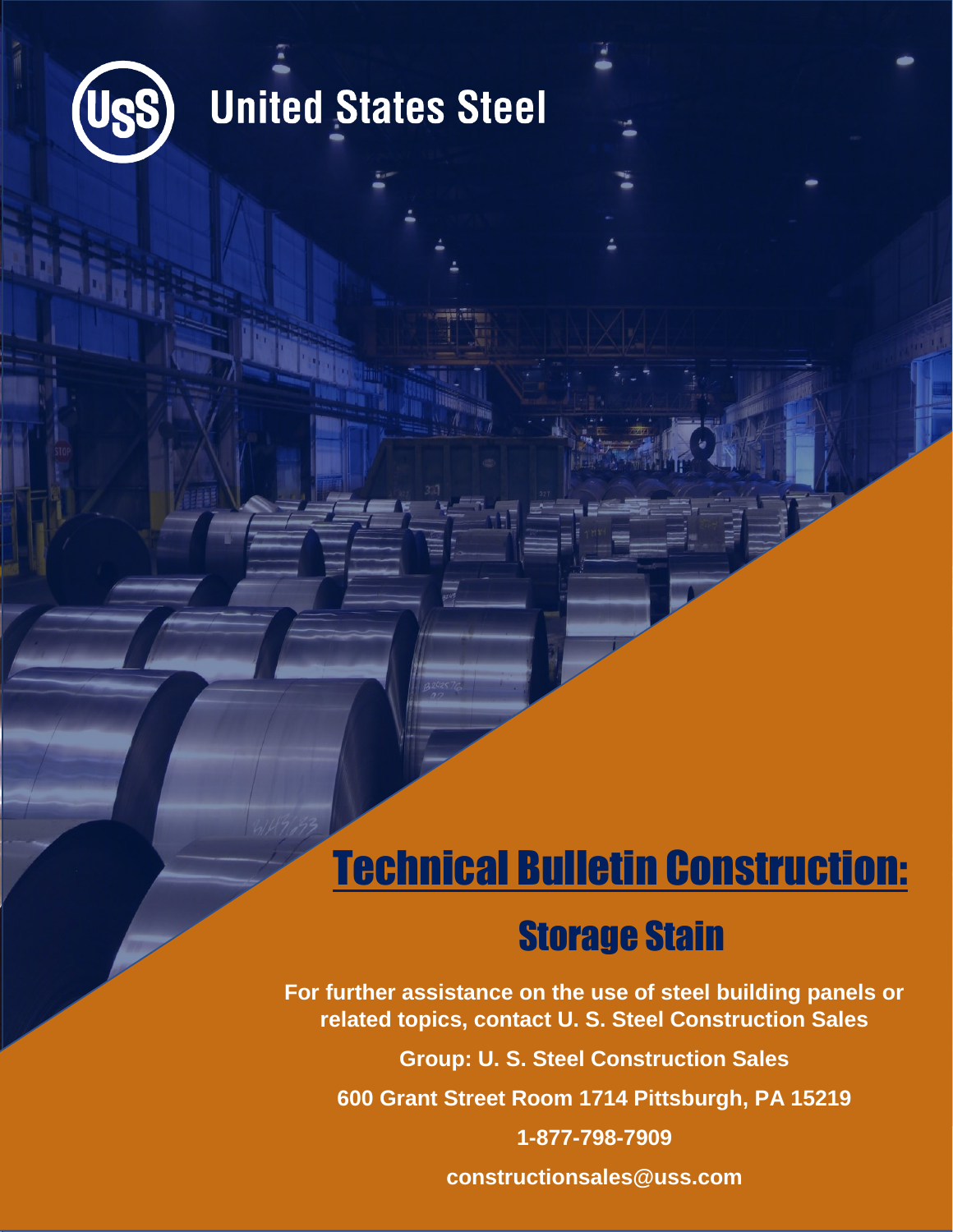United States Steel

# Technical Bulletin Construction:

## Storage Stain

**For further assistance on the use of steel building panels or related topics, contact U. S. Steel Construction Sales**

**Group: U. S. Steel Construction Sales**

**600 Grant Street Room 1714 Pittsburgh, PA 15219**

**1-877-798-7909**

**constructionsales@uss.com**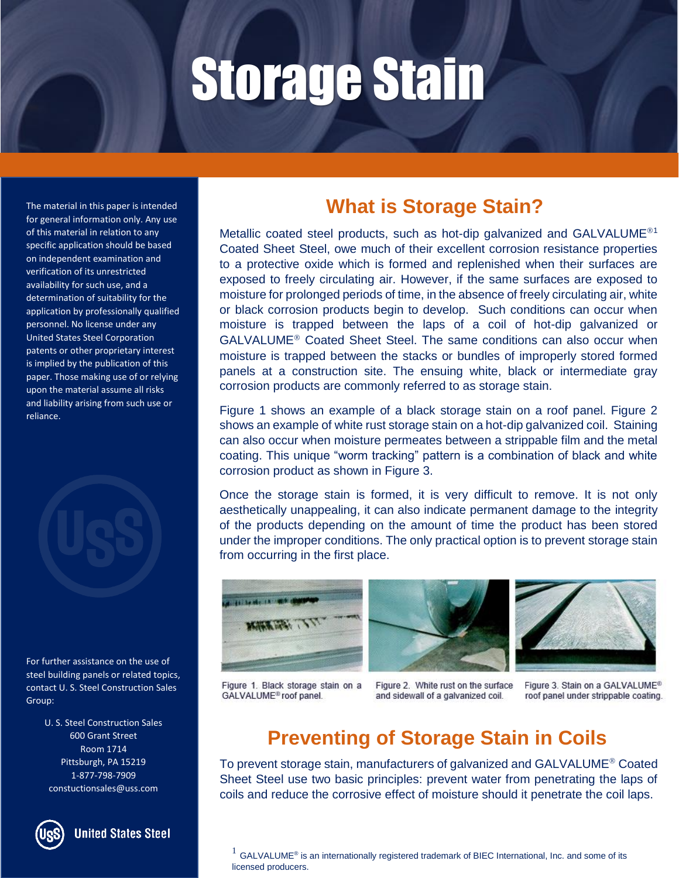# Storage Stain

The material in this paper is intended for general information only. Any use of this material in relation to any specific application should be based on independent examination and verification of its unrestricted availability for such use, and a determination of suitability for the application by professionally qualified personnel. No license under any United States Steel Corporation patents or other proprietary interest is implied by the publication of this paper. Those making use of or relying upon the material assume all risks and liability arising from such use or reliance.

For further assistance on the use of steel building panels or related topics, contact U. S. Steel Construction Sales Group:

U. S. Steel Construction Sales
600 Grant Street
Room 1714
Pittsburgh, PA 15219
1-877-798-7909
constuctionsales@uss.com

## What is Storage Stain?

Metallic coated steel products, such as hot-dip galvanized and GALVALUME®[1] Coated Sheet Steel, owe much of their excellent corrosion resistance properties to a protective oxide which is formed and replenished when their surfaces are exposed to freely circulating air. However, if the same surfaces are exposed to moisture for prolonged periods of time, in the absence of freely circulating air, white or black corrosion products begin to develop. Such conditions can occur when moisture is trapped between the laps of a coil of hot-dip galvanized or GALVALUME® Coated Sheet Steel. The same conditions can also occur when moisture is trapped between the stacks or bundles of improperly stored formed panels at a construction site. The ensuing white, black or intermediate gray corrosion products are commonly referred to as storage stain.

Figure 1 shows an example of a black storage stain on a roof panel. Figure 2 shows an example of white rust storage stain on a hot-dip galvanized coil. Staining can also occur when moisture permeates between a strippable film and the metal coating. This unique "worm tracking" pattern is a combination of black and white corrosion product as shown in Figure 3.

Once the storage stain is formed, it is very difficult to remove. It is not only aesthetically unappealing, it can also indicate permanent damage to the integrity of the products depending on the amount of time the product has been stored under the improper conditions. The only practical option is to prevent storage stain from occurring in the first place.

Figure 1. Black storage stain on a GALVALUME® roof panel.

Figure 2. White rust on the surface and sidewall of a galvanized coil.

Figure 3. Stain on a GALVALUME® roof panel under strippable coating.

## Preventing of Storage Stain in Coils

To prevent storage stain, manufacturers of galvanized and GALVALUME® Coated Sheet Steel use two basic principles: prevent water from penetrating the laps of coils and reduce the corrosive effect of moisture should it penetrate the coil laps.

[1] GALVALUME® is an internationally registered trademark of BIEC International, Inc. and some of its licensed producers.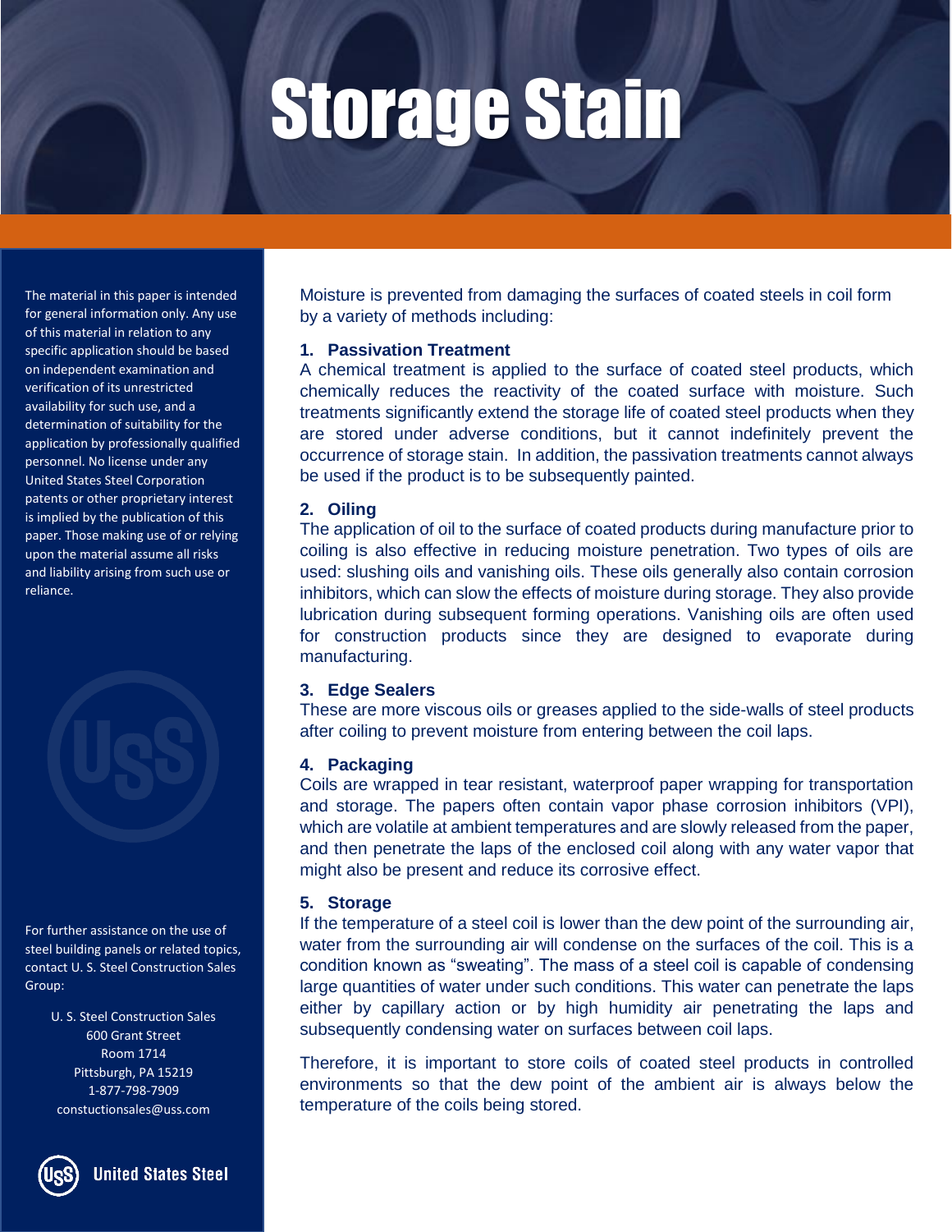# Storage Stain

The material in this paper is intended for general information only. Any use of this material in relation to any specific application should be based on independent examination and verification of its unrestricted availability for such use, and a determination of suitability for the application by professionally qualified personnel. No license under any United States Steel Corporation patents or other proprietary interest is implied by the publication of this paper. Those making use of or relying upon the material assume all risks and liability arising from such use or reliance.

Moisture is prevented from damaging the surfaces of coated steels in coil form by a variety of methods including:

### 1. Passivation Treatment

A chemical treatment is applied to the surface of coated steel products, which chemically reduces the reactivity of the coated surface with moisture. Such treatments significantly extend the storage life of coated steel products when they are stored under adverse conditions, but it cannot indefinitely prevent the occurrence of storage stain. In addition, the passivation treatments cannot always be used if the product is to be subsequently painted.

### 2. Oiling

The application of oil to the surface of coated products during manufacture prior to coiling is also effective in reducing moisture penetration. Two types of oils are used: slushing oils and vanishing oils. These oils generally also contain corrosion inhibitors, which can slow the effects of moisture during storage. They also provide lubrication during subsequent forming operations. Vanishing oils are often used for construction products since they are designed to evaporate during manufacturing.

### 3. Edge Sealers

These are more viscous oils or greases applied to the side-walls of steel products after coiling to prevent moisture from entering between the coil laps.

### 4. Packaging

Coils are wrapped in tear resistant, waterproof paper wrapping for transportation and storage. The papers often contain vapor phase corrosion inhibitors (VPI), which are volatile at ambient temperatures and are slowly released from the paper, and then penetrate the laps of the enclosed coil along with any water vapor that might also be present and reduce its corrosive effect.

### 5. Storage

If the temperature of a steel coil is lower than the dew point of the surrounding air, water from the surrounding air will condense on the surfaces of the coil. This is a condition known as "sweating". The mass of a steel coil is capable of condensing large quantities of water under such conditions. This water can penetrate the laps either by capillary action or by high humidity air penetrating the laps and subsequently condensing water on surfaces between coil laps.

Therefore, it is important to store coils of coated steel products in controlled environments so that the dew point of the ambient air is always below the temperature of the coils being stored.

For further assistance on the use of steel building panels or related topics, contact U. S. Steel Construction Sales Group:

U. S. Steel Construction Sales
600 Grant Street
Room 1714
Pittsburgh, PA 15219
1-877-798-7909
constuctionsales@uss.com

United States Steel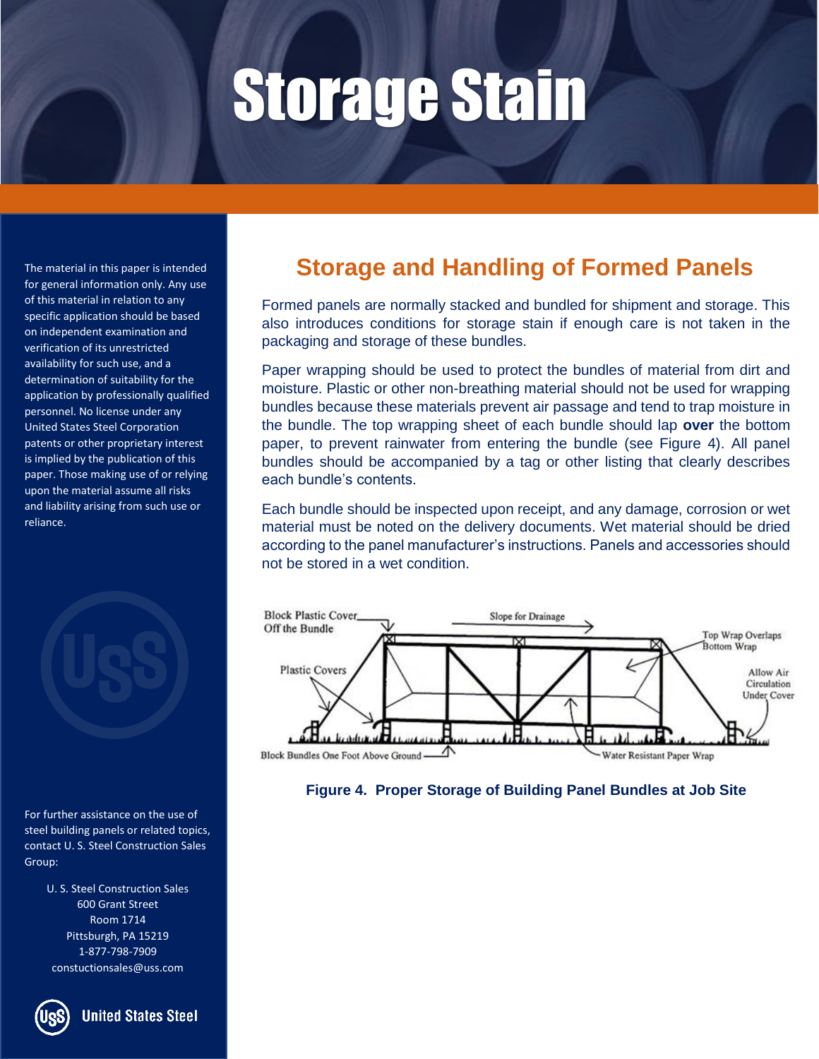# Storage Stain

The material in this paper is intended for general information only. Any use of this material in relation to any specific application should be based on independent examination and verification of its unrestricted availability for such use, and a determination of suitability for the application by professionally qualified personnel. No license under any United States Steel Corporation patents or other proprietary interest is implied by the publication of this paper. Those making use of or relying upon the material assume all risks and liability arising from such use or reliance.

## Storage and Handling of Formed Panels

Formed panels are normally stacked and bundled for shipment and storage. This also introduces conditions for storage stain if enough care is not taken in the packaging and storage of these bundles.

Paper wrapping should be used to protect the bundles of material from dirt and moisture. Plastic or other non-breathing material should not be used for wrapping bundles because these materials prevent air passage and tend to trap moisture in the bundle. The top wrapping sheet of each bundle should lap **over** the bottom paper, to prevent rainwater from entering the bundle (see Figure 4). All panel bundles should be accompanied by a tag or other listing that clearly describes each bundle's contents.

Each bundle should be inspected upon receipt, and any damage, corrosion or wet material must be noted on the delivery documents. Wet material should be dried according to the panel manufacturer's instructions. Panels and accessories should not be stored in a wet condition.

Block Plastic Cover Off the Bundle — Slope for Drainage — Top Wrap Overlaps Bottom Wrap — Plastic Covers — Allow Air Circulation Under Cover — Block Bundles One Foot Above Ground — Water Resistant Paper Wrap

**Figure 4. Proper Storage of Building Panel Bundles at Job Site**

For further assistance on the use of steel building panels or related topics, contact U. S. Steel Construction Sales Group:

U. S. Steel Construction Sales
600 Grant Street
Room 1714
Pittsburgh, PA 15219
1-877-798-7909
constuctionsales@uss.com

United States Steel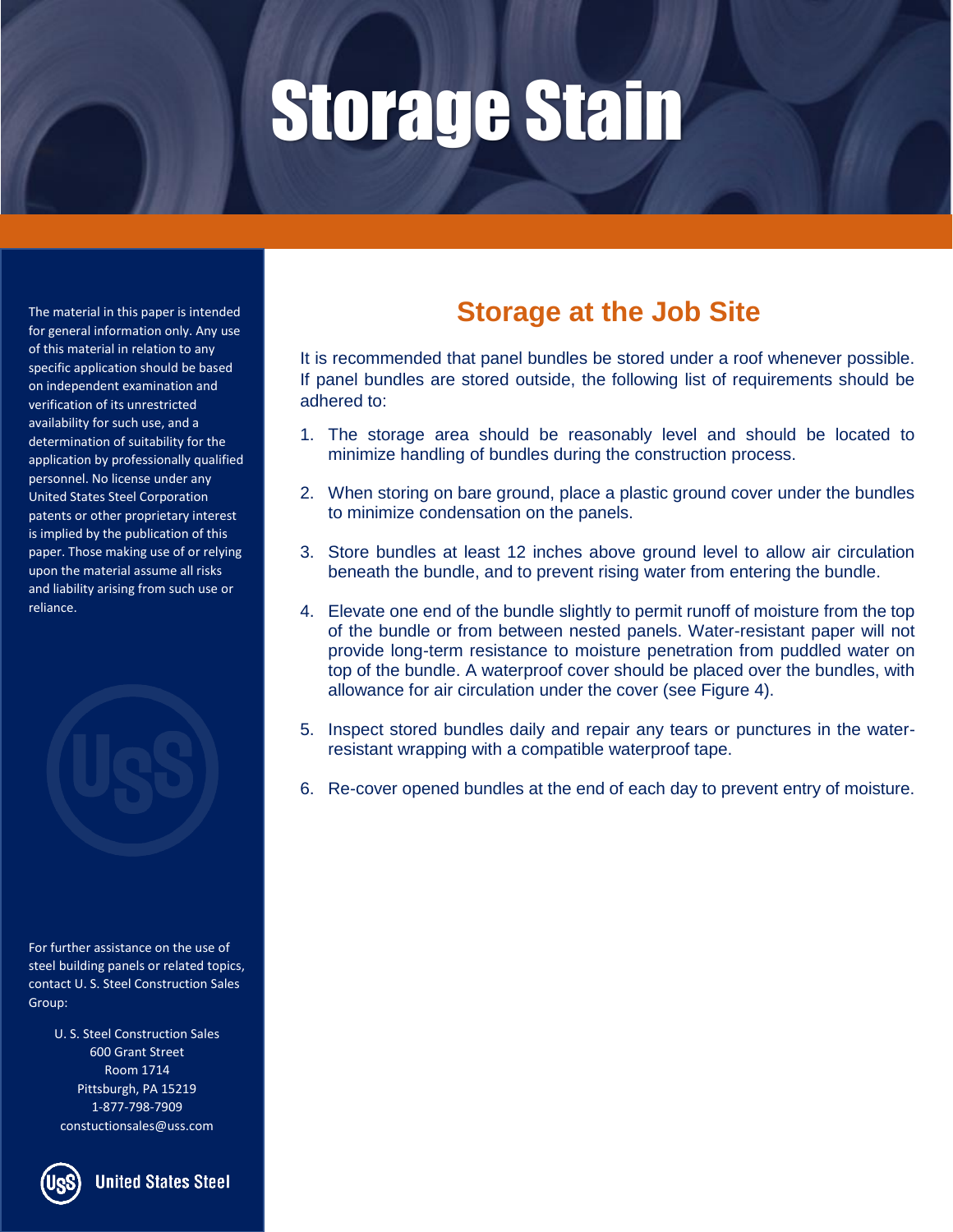# Storage Stain

The material in this paper is intended for general information only. Any use of this material in relation to any specific application should be based on independent examination and verification of its unrestricted availability for such use, and a determination of suitability for the application by professionally qualified personnel. No license under any United States Steel Corporation patents or other proprietary interest is implied by the publication of this paper. Those making use of or relying upon the material assume all risks and liability arising from such use or reliance.

## Storage at the Job Site

It is recommended that panel bundles be stored under a roof whenever possible. If panel bundles are stored outside, the following list of requirements should be adhered to:

1. The storage area should be reasonably level and should be located to minimize handling of bundles during the construction process.
2. When storing on bare ground, place a plastic ground cover under the bundles to minimize condensation on the panels.
3. Store bundles at least 12 inches above ground level to allow air circulation beneath the bundle, and to prevent rising water from entering the bundle.
4. Elevate one end of the bundle slightly to permit runoff of moisture from the top of the bundle or from between nested panels. Water-resistant paper will not provide long-term resistance to moisture penetration from puddled water on top of the bundle. A waterproof cover should be placed over the bundles, with allowance for air circulation under the cover (see Figure 4).
5. Inspect stored bundles daily and repair any tears or punctures in the water-resistant wrapping with a compatible waterproof tape.
6. Re-cover opened bundles at the end of each day to prevent entry of moisture.

For further assistance on the use of steel building panels or related topics, contact U. S. Steel Construction Sales Group:

U. S. Steel Construction Sales
600 Grant Street
Room 1714
Pittsburgh, PA 15219
1-877-798-7909
constuctionsales@uss.com

United States Steel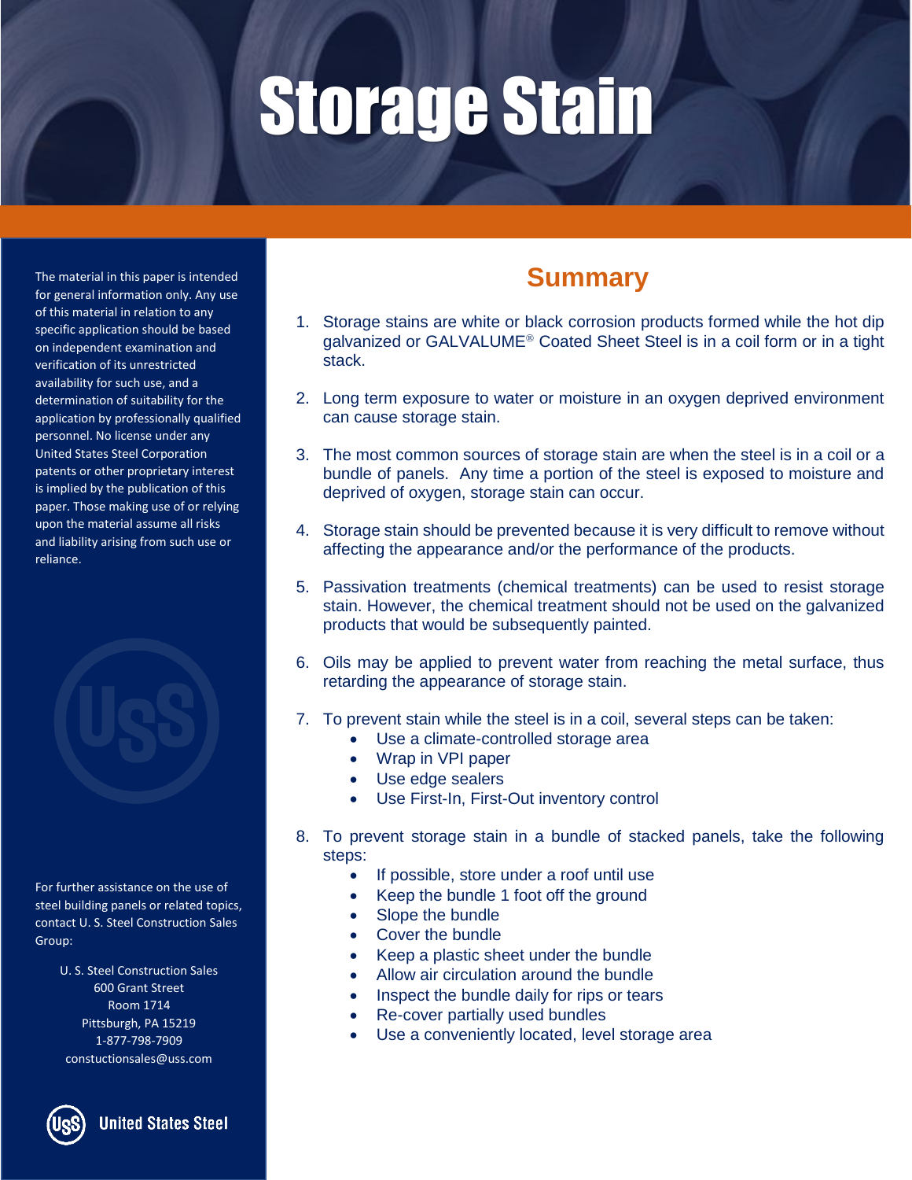# Storage Stain

The material in this paper is intended for general information only. Any use of this material in relation to any specific application should be based on independent examination and verification of its unrestricted availability for such use, and a determination of suitability for the application by professionally qualified personnel. No license under any United States Steel Corporation patents or other proprietary interest is implied by the publication of this paper. Those making use of or relying upon the material assume all risks and liability arising from such use or reliance.

For further assistance on the use of steel building panels or related topics, contact U. S. Steel Construction Sales Group:

U. S. Steel Construction Sales
600 Grant Street
Room 1714
Pittsburgh, PA 15219
1-877-798-7909
constuctionsales@uss.com

United States Steel

## Summary

1. Storage stains are white or black corrosion products formed while the hot dip galvanized or GALVALUME® Coated Sheet Steel is in a coil form or in a tight stack.
2. Long term exposure to water or moisture in an oxygen deprived environment can cause storage stain.
3. The most common sources of storage stain are when the steel is in a coil or a bundle of panels. Any time a portion of the steel is exposed to moisture and deprived of oxygen, storage stain can occur.
4. Storage stain should be prevented because it is very difficult to remove without affecting the appearance and/or the performance of the products.
5. Passivation treatments (chemical treatments) can be used to resist storage stain. However, the chemical treatment should not be used on the galvanized products that would be subsequently painted.
6. Oils may be applied to prevent water from reaching the metal surface, thus retarding the appearance of storage stain.
7. To prevent stain while the steel is in a coil, several steps can be taken:
   - Use a climate-controlled storage area
   - Wrap in VPI paper
   - Use edge sealers
   - Use First-In, First-Out inventory control
8. To prevent storage stain in a bundle of stacked panels, take the following steps:
   - If possible, store under a roof until use
   - Keep the bundle 1 foot off the ground
   - Slope the bundle
   - Cover the bundle
   - Keep a plastic sheet under the bundle
   - Allow air circulation around the bundle
   - Inspect the bundle daily for rips or tears
   - Re-cover partially used bundles
   - Use a conveniently located, level storage area